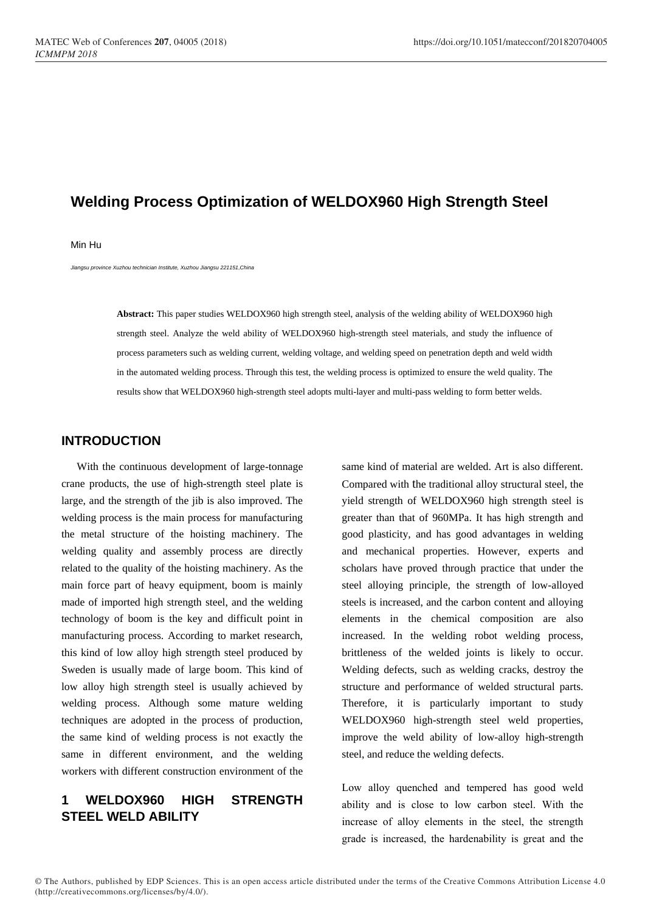# Welding Process Optimization of WELDOX960 High Strength Steel

Min Hu

*Jiangsu province Xuzhou technician Institute, Xuzhou Jiangsu 221151,China*

**Abstract:** This paper studies WELDOX960 high strength steel, analysis of the welding ability of WELDOX960 high strength steel. Analyze the weld ability of WELDOX960 high-strength steel materials, and study the influence of process parameters such as welding current, welding voltage, and welding speed on penetration depth and weld width in the automated welding process. Through this test, the welding process is optimized to ensure the weld quality. The results show that WELDOX960 high-strength steel adopts multi-layer and multi-pass welding to form better welds.

## INTRODUCTION

With the continuous development of large-tonnage crane products, the use of high-strength steel plate is large, and the strength of the jib is also improved. The welding process is the main process for manufacturing the metal structure of the hoisting machinery. The welding quality and assembly process are directly related to the quality of the hoisting machinery. As the main force part of heavy equipment, boom is mainly made of imported high strength steel, and the welding technology of boom is the key and difficult point in manufacturing process. According to market research, this kind of low alloy high strength steel produced by Sweden is usually made of large boom. This kind of low alloy high strength steel is usually achieved by welding process. Although some mature welding techniques are adopted in the process of production, the same kind of welding process is not exactly the same in different environment, and the welding workers with different construction environment of the same kind of material are welded. Art is also different. Compared with the traditional alloy structural steel, the yield strength of WELDOX960 high strength steel is greater than that of 960MPa. It has high strength and good plasticity, and has good advantages in welding and mechanical properties. However, experts and scholars have proved through practice that under the steel alloying principle, the strength of low-alloyed steels is increased, and the carbon content and alloying elements in the chemical composition are also increased. In the welding robot welding process, brittleness of the welded joints is likely to occur. Welding defects, such as welding cracks, destroy the structure and performance of welded structural parts. Therefore, it is particularly important to study WELDOX960 high-strength steel weld properties, improve the weld ability of low-alloy high-strength steel, and reduce the welding defects.

## 1 WELDOX960 HIGH STRENGTH STEEL WELD ABILITY

Low alloy quenched and tempered has good weld ability and is close to low carbon steel. With the increase of alloy elements in the steel, the strength grade is increased, the hardenability is great and the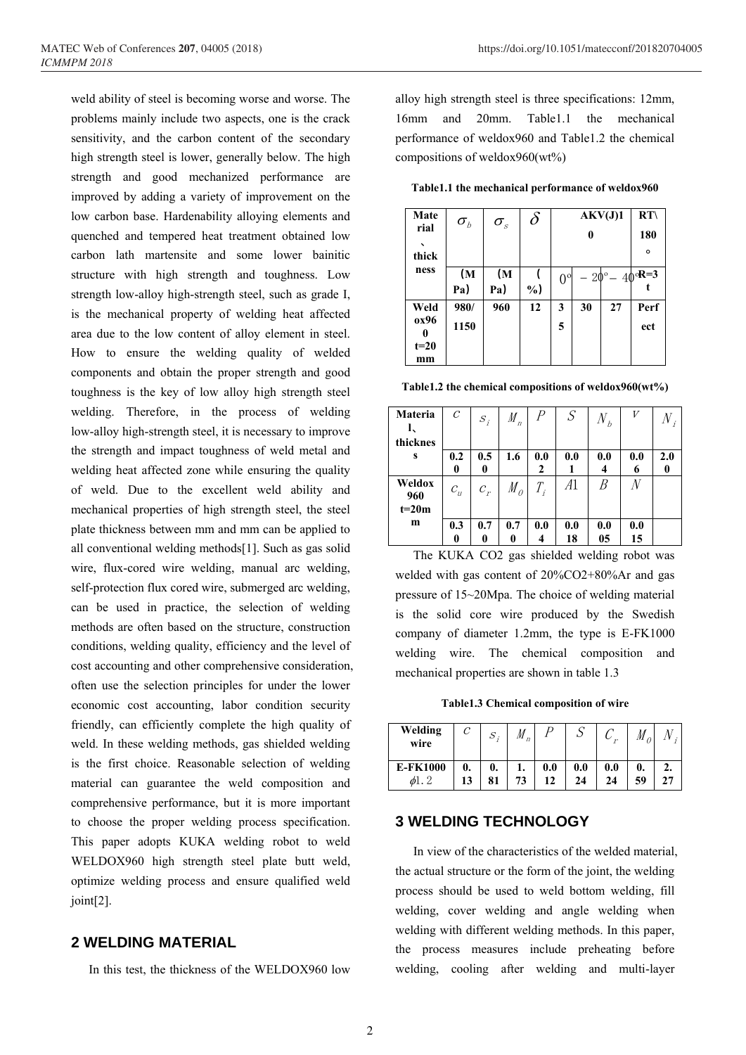weld ability of steel is becoming worse and worse. The problems mainly include two aspects, one is the crack sensitivity, and the carbon content of the secondary high strength steel is lower, generally below. The high strength and good mechanized performance are improved by adding a variety of improvement on the low carbon base. Hardenability alloying elements and quenched and tempered heat treatment obtained low carbon lath martensite and some lower bainitic structure with high strength and toughness. Low strength low-alloy high-strength steel, such as grade I, is the mechanical property of welding heat affected area due to the low content of alloy element in steel. How to ensure the welding quality of welded components and obtain the proper strength and good toughness is the key of low alloy high strength steel welding. Therefore, in the process of welding low-alloy high-strength steel, it is necessary to improve the strength and impact toughness of weld metal and welding heat affected zone while ensuring the quality of weld. Due to the excellent weld ability and mechanical properties of high strength steel, the steel plate thickness between mm and mm can be applied to all conventional welding methods[1]. Such as gas solid wire, flux-cored wire welding, manual arc welding, self-protection flux cored wire, submerged arc welding, can be used in practice, the selection of welding methods are often based on the structure, construction conditions, welding quality, efficiency and the level of cost accounting and other comprehensive consideration, often use the selection principles for under the lower economic cost accounting, labor condition security friendly, can efficiently complete the high quality of weld. In these welding methods, gas shielded welding is the first choice. Reasonable selection of welding material can guarantee the weld composition and comprehensive performance, but it is more important to choose the proper welding process specification. This paper adopts KUKA welding robot to weld WELDOX960 high strength steel plate butt weld, optimize welding process and ensure qualified weld joint[2].

## 2 WELDING MATERIAL

In this test, the thickness of the WELDOX960 low alloy high strength steel is three specifications: 12mm, 16mm and 20mm. Table1.1 the mechanical performance of weldox960 and Table1.2 the chemical compositions of weldox960(wt%)

**Table1.1 the mechanical performance of weldox960**

| Material、thickness | $\sigma_b$ | $\sigma_s$ | $\delta$ | AKV(J)10 | | | RT\180° |
|---|---|---|---|---|---|---|---|
| | (MPa) | (MPa) | (%) | 0° | −20° | −40° | R=3t |
| Weldox960 t=20 mm | 980/1150 | 960 | 12 | 35 | 30 | 27 | Perfect |

**Table1.2 the chemical compositions of weldox960(wt%)**

| Material、thickness | $C$ | $S_i$ | $M_n$ | $P$ | $S$ | $N_b$ | $V$ | $N_i$ |
|---|---|---|---|---|---|---|---|---|
| | 0.20 | 0.50 | 1.6 | 0.02 | 0.01 | 0.04 | 0.06 | 2.00 |
| Weldox960 t=20mm | $C_u$ | $C_r$ | $M_0$ | $T_i$ | $A1$ | $B$ | $N$ | |
| | 0.30 | 0.70 | 0.70 | 0.04 | 0.018 | 0.005 | 0.015 | |

The KUKA CO2 gas shielded welding robot was welded with gas content of 20%CO2+80%Ar and gas pressure of 15~20Mpa. The choice of welding material is the solid core wire produced by the Swedish company of diameter 1.2mm, the type is E-FK1000 welding wire. The chemical composition and mechanical properties are shown in table 1.3

**Table1.3 Chemical composition of wire**

| Welding wire | $C$ | $S_i$ | $M_n$ | $P$ | $S$ | $C_r$ | $M_0$ | $N_i$ |
|---|---|---|---|---|---|---|---|---|
| E-FK1000 $\phi$1.2 | 0.13 | 0.81 | 1.73 | 0.012 | 0.024 | 0.024 | 0.59 | 2.27 |

## 3 WELDING TECHNOLOGY

In view of the characteristics of the welded material, the actual structure or the form of the joint, the welding process should be used to weld bottom welding, fill welding, cover welding and angle welding when welding with different welding methods. In this paper, the process measures include preheating before welding, cooling after welding and multi-layer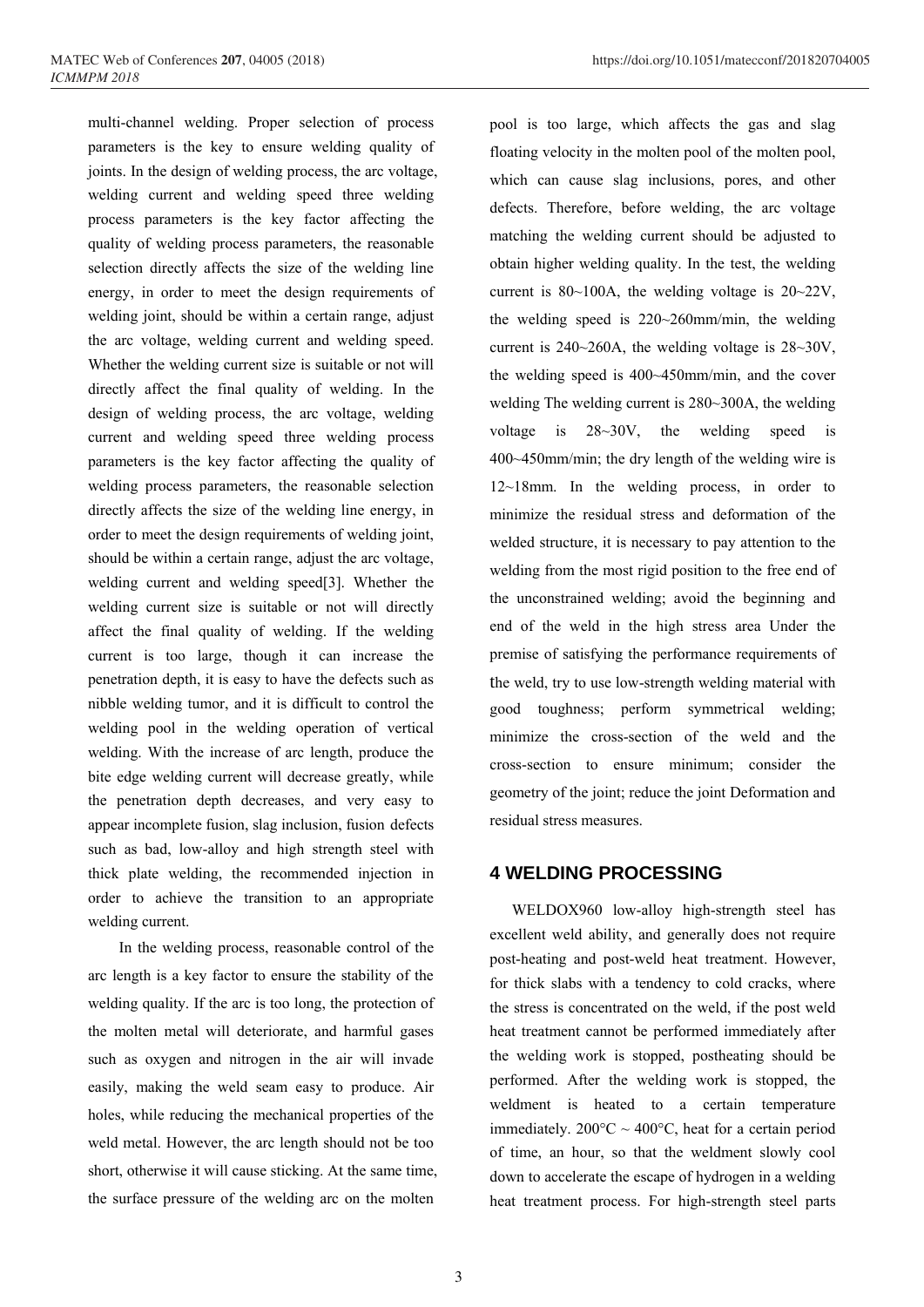multi-channel welding. Proper selection of process parameters is the key to ensure welding quality of joints. In the design of welding process, the arc voltage, welding current and welding speed three welding process parameters is the key factor affecting the quality of welding process parameters, the reasonable selection directly affects the size of the welding line energy, in order to meet the design requirements of welding joint, should be within a certain range, adjust the arc voltage, welding current and welding speed. Whether the welding current size is suitable or not will directly affect the final quality of welding. In the design of welding process, the arc voltage, welding current and welding speed three welding process parameters is the key factor affecting the quality of welding process parameters, the reasonable selection directly affects the size of the welding line energy, in order to meet the design requirements of welding joint, should be within a certain range, adjust the arc voltage, welding current and welding speed[3]. Whether the welding current size is suitable or not will directly affect the final quality of welding. If the welding current is too large, though it can increase the penetration depth, it is easy to have the defects such as nibble welding tumor, and it is difficult to control the welding pool in the welding operation of vertical welding. With the increase of arc length, produce the bite edge welding current will decrease greatly, while the penetration depth decreases, and very easy to appear incomplete fusion, slag inclusion, fusion defects such as bad, low-alloy and high strength steel with thick plate welding, the recommended injection in order to achieve the transition to an appropriate welding current.

In the welding process, reasonable control of the arc length is a key factor to ensure the stability of the welding quality. If the arc is too long, the protection of the molten metal will deteriorate, and harmful gases such as oxygen and nitrogen in the air will invade easily, making the weld seam easy to produce. Air holes, while reducing the mechanical properties of the weld metal. However, the arc length should not be too short, otherwise it will cause sticking. At the same time, the surface pressure of the welding arc on the molten pool is too large, which affects the gas and slag floating velocity in the molten pool of the molten pool, which can cause slag inclusions, pores, and other defects. Therefore, before welding, the arc voltage matching the welding current should be adjusted to obtain higher welding quality. In the test, the welding current is 80~100A, the welding voltage is 20~22V, the welding speed is 220~260mm/min, the welding current is 240~260A, the welding voltage is 28~30V, the welding speed is 400~450mm/min, and the cover welding The welding current is 280~300A, the welding voltage is 28~30V, the welding speed is 400~450mm/min; the dry length of the welding wire is 12~18mm. In the welding process, in order to minimize the residual stress and deformation of the welded structure, it is necessary to pay attention to the welding from the most rigid position to the free end of the unconstrained welding; avoid the beginning and end of the weld in the high stress area Under the premise of satisfying the performance requirements of the weld, try to use low-strength welding material with good toughness; perform symmetrical welding; minimize the cross-section of the weld and the cross-section to ensure minimum; consider the geometry of the joint; reduce the joint Deformation and residual stress measures.

## 4 WELDING PROCESSING

WELDOX960 low-alloy high-strength steel has excellent weld ability, and generally does not require post-heating and post-weld heat treatment. However, for thick slabs with a tendency to cold cracks, where the stress is concentrated on the weld, if the post weld heat treatment cannot be performed immediately after the welding work is stopped, postheating should be performed. After the welding work is stopped, the weldment is heated to a certain temperature immediately. 200°C ~ 400°C, heat for a certain period of time, an hour, so that the weldment slowly cool down to accelerate the escape of hydrogen in a welding heat treatment process. For high-strength steel parts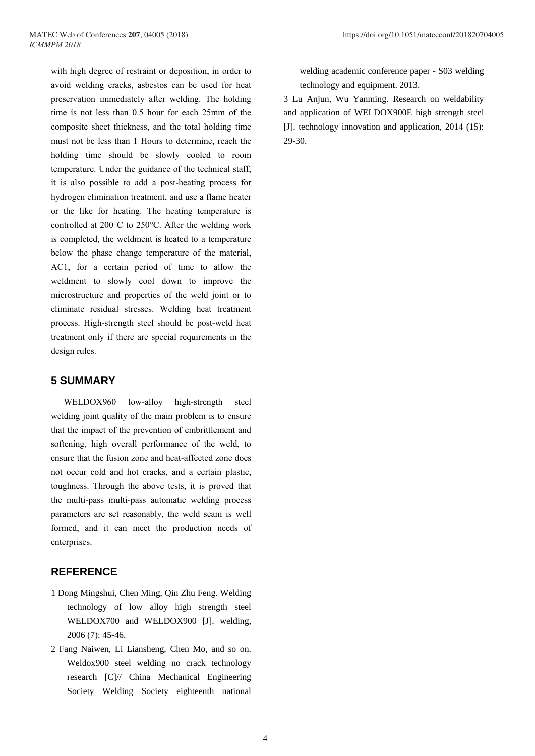with high degree of restraint or deposition, in order to avoid welding cracks, asbestos can be used for heat preservation immediately after welding. The holding time is not less than 0.5 hour for each 25mm of the composite sheet thickness, and the total holding time must not be less than 1 Hours to determine, reach the holding time should be slowly cooled to room temperature. Under the guidance of the technical staff, it is also possible to add a post-heating process for hydrogen elimination treatment, and use a flame heater or the like for heating. The heating temperature is controlled at 200°C to 250°C. After the welding work is completed, the weldment is heated to a temperature below the phase change temperature of the material, AC1, for a certain period of time to allow the weldment to slowly cool down to improve the microstructure and properties of the weld joint or to eliminate residual stresses. Welding heat treatment process. High-strength steel should be post-weld heat treatment only if there are special requirements in the design rules.

## 5 SUMMARY

WELDOX960 low-alloy high-strength steel welding joint quality of the main problem is to ensure that the impact of the prevention of embrittlement and softening, high overall performance of the weld, to ensure that the fusion zone and heat-affected zone does not occur cold and hot cracks, and a certain plastic, toughness. Through the above tests, it is proved that the multi-pass multi-pass automatic welding process parameters are set reasonably, the weld seam is well formed, and it can meet the production needs of enterprises.

## REFERENCE

1 Dong Mingshui, Chen Ming, Qin Zhu Feng. Welding technology of low alloy high strength steel WELDOX700 and WELDOX900 [J]. welding, 2006 (7): 45-46.

2 Fang Naiwen, Li Liansheng, Chen Mo, and so on. Weldox900 steel welding no crack technology research [C]// China Mechanical Engineering Society Welding Society eighteenth national welding academic conference paper - S03 welding technology and equipment. 2013.

3 Lu Anjun, Wu Yanming. Research on weldability and application of WELDOX900E high strength steel [J]. technology innovation and application, 2014 (15): 29-30.